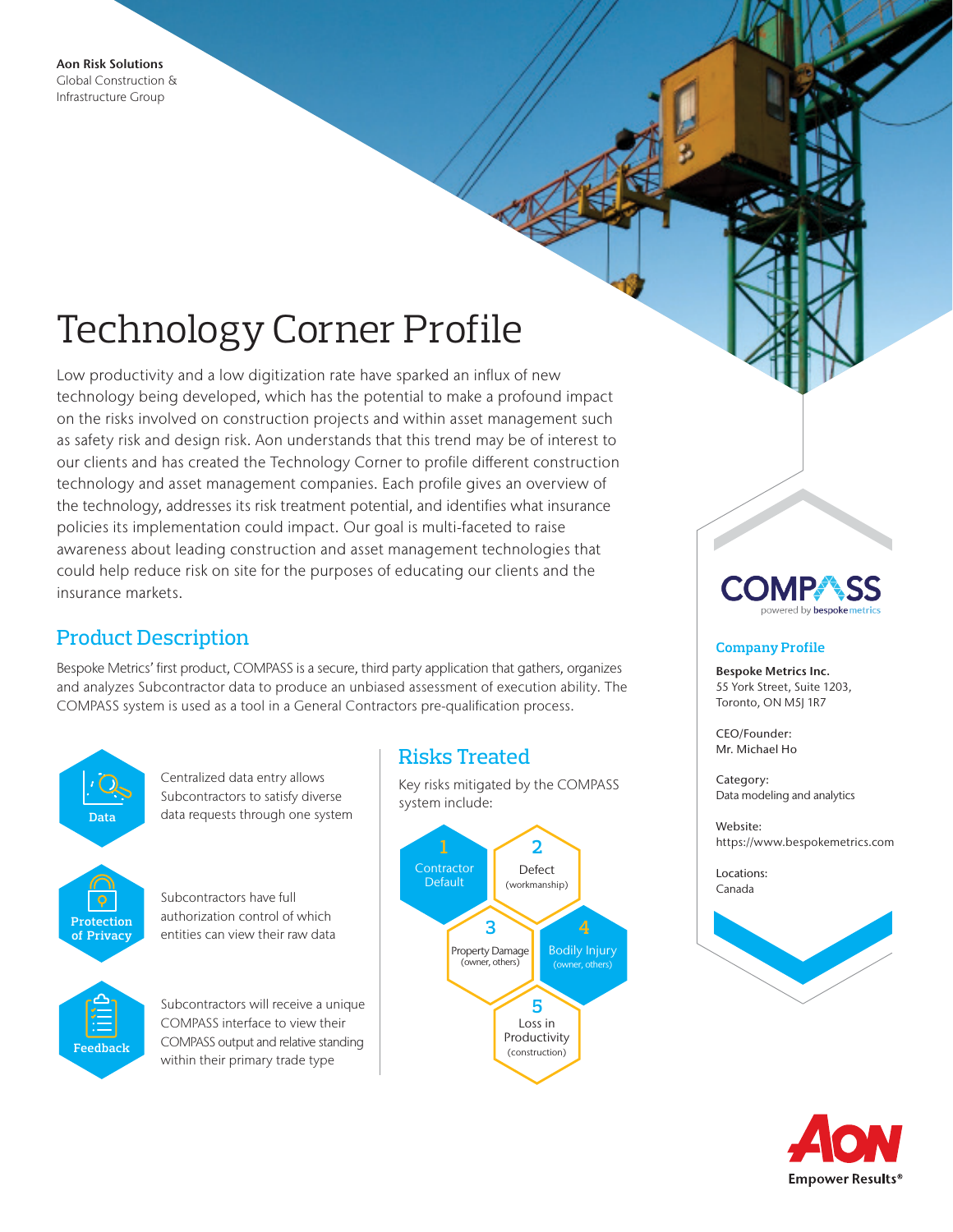Aon Risk Solutions
Global Construction & Infrastructure Group

# Technology Corner Profile

Low productivity and a low digitization rate have sparked an influx of new technology being developed, which has the potential to make a profound impact on the risks involved on construction projects and within asset management such as safety risk and design risk. Aon understands that this trend may be of interest to our clients and has created the Technology Corner to profile different construction technology and asset management companies. Each profile gives an overview of the technology, addresses its risk treatment potential, and identifies what insurance policies its implementation could impact. Our goal is multi-faceted to raise awareness about leading construction and asset management technologies that could help reduce risk on site for the purposes of educating our clients and the insurance markets.

## Product Description

Bespoke Metrics' first product, COMPASS is a secure, third party application that gathers, organizes and analyzes Subcontractor data to produce an unbiased assessment of execution ability. The COMPASS system is used as a tool in a General Contractors pre-qualification process.

**Data**
Centralized data entry allows Subcontractors to satisfy diverse data requests through one system

**Protection of Privacy**
Subcontractors have full authorization control of which entities can view their raw data

**Feedback**
Subcontractors will receive a unique COMPASS interface to view their COMPASS output and relative standing within their primary trade type

## Risks Treated

Key risks mitigated by the COMPASS system include:

1. Contractor Default
2. Defect (workmanship)
3. Property Damage (owner, others)
4. Bodily Injury (owner, others)
5. Loss in Productivity (construction)

COMPASS powered by bespoke metrics

### Company Profile

**Bespoke Metrics Inc.**
55 York Street, Suite 1203,
Toronto, ON M5J 1R7

CEO/Founder:
Mr. Michael Ho

Category:
Data modeling and analytics

Website:
https://www.bespokemetrics.com

Locations:
Canada

AON
Empower Results®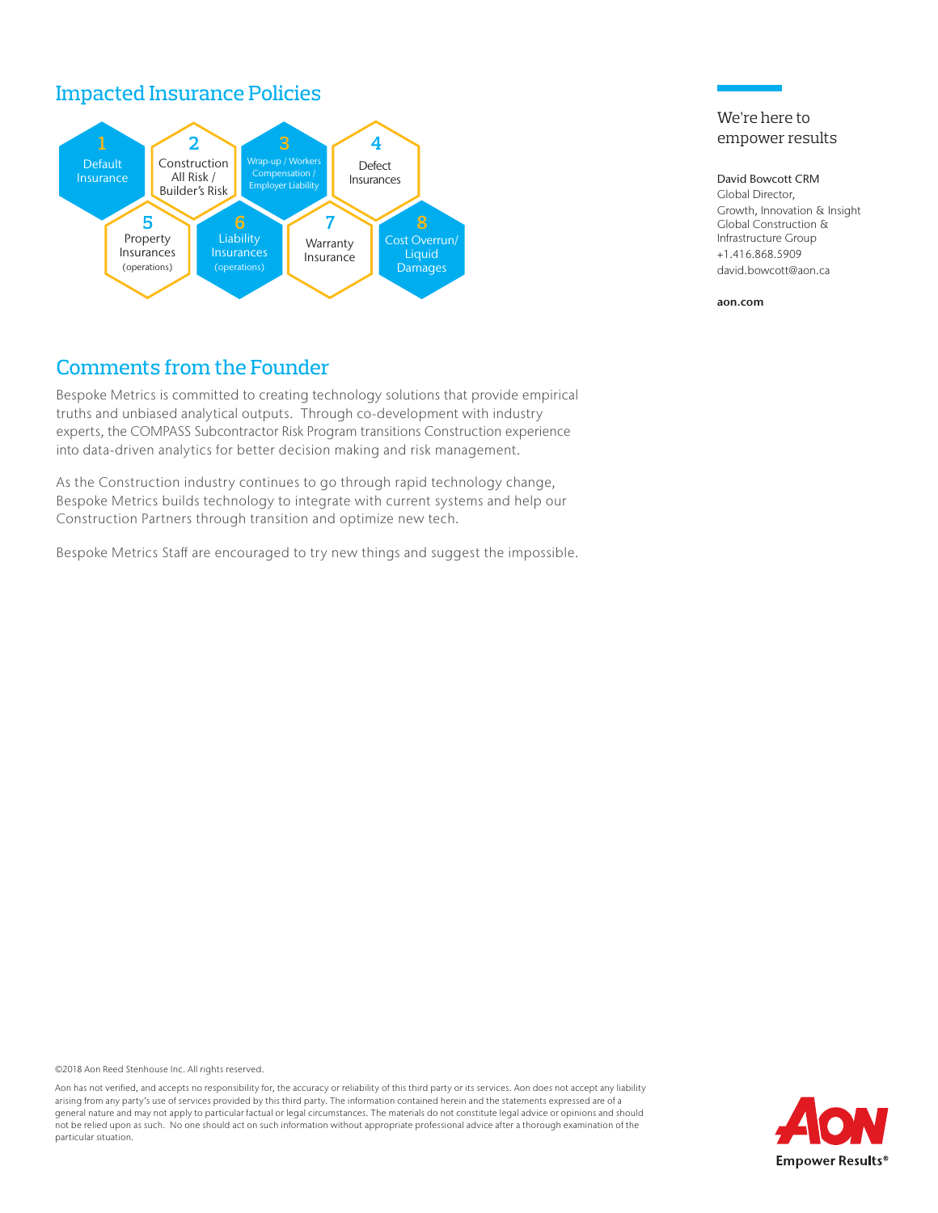## Impacted Insurance Policies

1. Default Insurance
2. Construction All Risk / Builder's Risk
3. Wrap-up / Workers Compensation / Employer Liability
4. Defect Insurances
5. Property Insurances (operations)
6. Liability Insurances (operations)
7. Warranty Insurance
8. Cost Overrun/ Liquid Damages

## Comments from the Founder

Bespoke Metrics is committed to creating technology solutions that provide empirical truths and unbiased analytical outputs. Through co-development with industry experts, the COMPASS Subcontractor Risk Program transitions Construction experience into data-driven analytics for better decision making and risk management.

As the Construction industry continues to go through rapid technology change, Bespoke Metrics builds technology to integrate with current systems and help our Construction Partners through transition and optimize new tech.

Bespoke Metrics Staff are encouraged to try new things and suggest the impossible.

We're here to empower results

David Bowcott CRM
Global Director,
Growth, Innovation & Insight
Global Construction & Infrastructure Group
+1.416.868.5909
david.bowcott@aon.ca

**aon.com**

©2018 Aon Reed Stenhouse Inc. All rights reserved.

Aon has not verified, and accepts no responsibility for, the accuracy or reliability of this third party or its services. Aon does not accept any liability arising from any party's use of services provided by this third party. The information contained herein and the statements expressed are of a general nature and may not apply to particular factual or legal circumstances. The materials do not constitute legal advice or opinions and should not be relied upon as such. No one should act on such information without appropriate professional advice after a thorough examination of the particular situation.

AON
Empower Results®